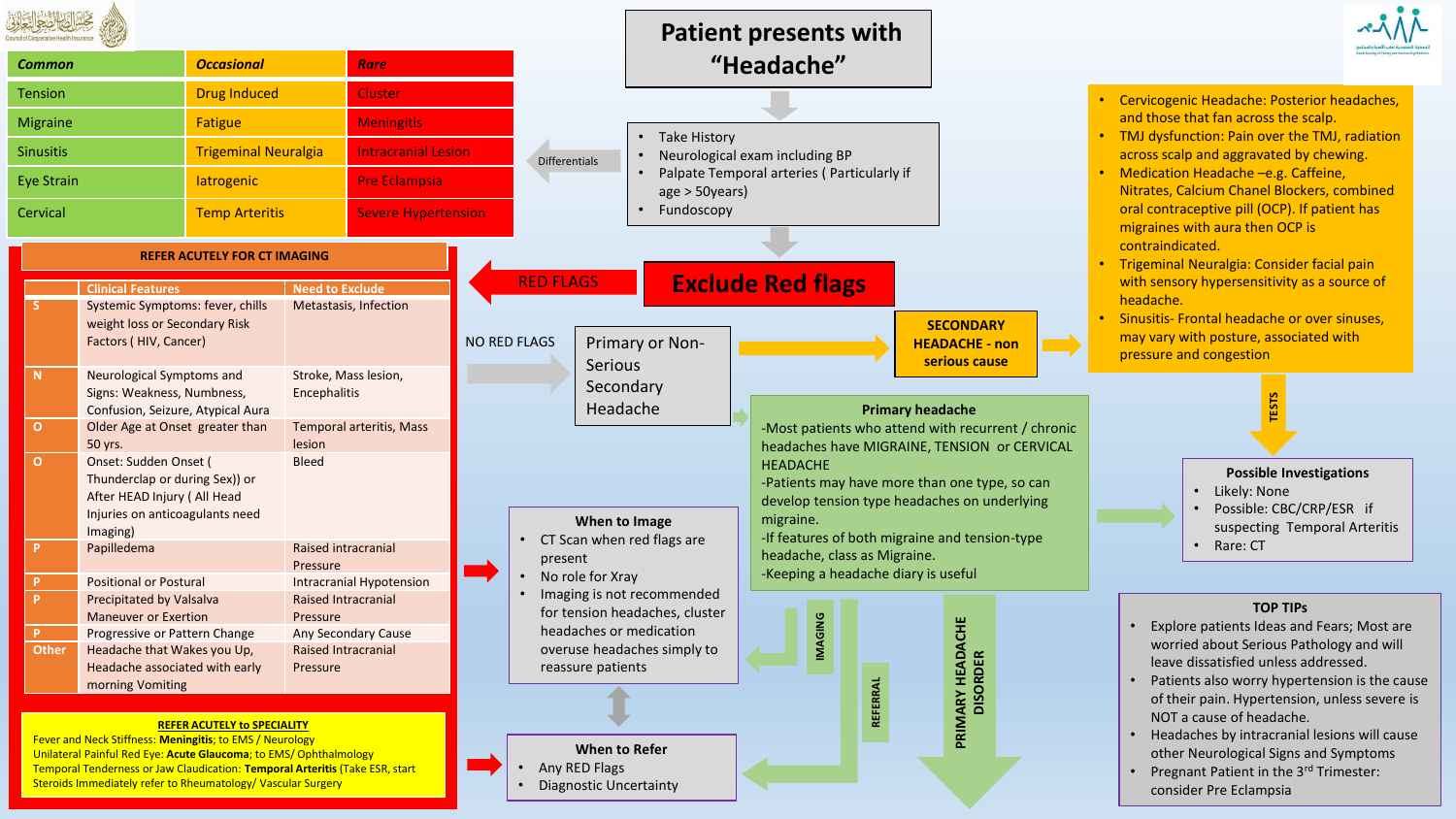# Patient presents with "Headache"

- Take History
- Neurological exam including BP
- Palpate Temporal arteries ( Particularly if age > 50years)
- Fundoscopy

Differentials

| Common | Occasional | Rare |
|---|---|---|
| Tension | Drug Induced | Cluster |
| Migraine | Fatigue | Meningitis |
| Sinusitis | Trigeminal Neuralgia | Intracranial Lesion |
| Eye Strain | Iatrogenic | Pre Eclampsia |
| Cervical | Temp Arteritis | Severe Hypertension |

## Exclude Red flags

RED FLAGS

### REFER ACUTELY FOR CT IMAGING

| | Clinical Features | Need to Exclude |
|---|---|---|
| S | Systemic Symptoms: fever, chills weight loss or Secondary Risk Factors ( HIV, Cancer) | Metastasis, Infection |
| N | Neurological Symptoms and Signs: Weakness, Numbness, Confusion, Seizure, Atypical Aura | Stroke, Mass lesion, Encephalitis |
| O | Older Age at Onset greater than 50 yrs. | Temporal arteritis, Mass lesion |
| O | Onset: Sudden Onset ( Thunderclap or during Sex)) or After HEAD Injury ( All Head Injuries on anticoagulants need Imaging) | Bleed |
| P | Papilledema | Raised intracranial Pressure |
| P | Positional or Postural | Intracranial Hypotension |
| P | Precipitated by Valsalva Maneuver or Exertion | Raised Intracranial Pressure |
| P | Progressive or Pattern Change | Any Secondary Cause |
| Other | Headache that Wakes you Up, Headache associated with early morning Vomiting | Raised Intracranial Pressure |

### REFER ACUTELY to SPECIALITY

Fever and Neck Stiffness: **Meningitis**; to EMS / Neurology
Unilateral Painful Red Eye: **Acute Glaucoma**; to EMS/ Ophthalmology
Temporal Tenderness or Jaw Claudication: **Temporal Arteritis** (Take ESR, start Steroids Immediately refer to Rheumatology/ Vascular Surgery

NO RED FLAGS

Primary or Non-Serious Secondary Headache

### SECONDARY HEADACHE - non serious cause

- Cervicogenic Headache: Posterior headaches, and those that fan across the scalp.
- TMJ dysfunction: Pain over the TMJ, radiation across scalp and aggravated by chewing.
- Medication Headache –e.g. Caffeine, Nitrates, Calcium Chanel Blockers, combined oral contraceptive pill (OCP). If patient has migraines with aura then OCP is contraindicated.
- Trigeminal Neuralgia: Consider facial pain with sensory hypersensitivity as a source of headache.
- Sinusitis- Frontal headache or over sinuses, may vary with posture, associated with pressure and congestion

TESTS

### Possible Investigations

- Likely: None
- Possible: CBC/CRP/ESR if suspecting Temporal Arteritis
- Rare: CT

### Primary headache

-Most patients who attend with recurrent / chronic headaches have MIGRAINE, TENSION or CERVICAL HEADACHE
-Patients may have more than one type, so can develop tension type headaches on underlying migraine.
-If features of both migraine and tension-type headache, class as Migraine.
-Keeping a headache diary is useful

IMAGING

REFERRAL

PRIMARY HEADACHE DISORDER

### When to Image

- CT Scan when red flags are present
- No role for Xray
- Imaging is not recommended for tension headaches, cluster headaches or medication overuse headaches simply to reassure patients

### When to Refer

- Any RED Flags
- Diagnostic Uncertainty

### TOP TIPs

- Explore patients Ideas and Fears; Most are worried about Serious Pathology and will leave dissatisfied unless addressed.
- Patients also worry hypertension is the cause of their pain. Hypertension, unless severe is NOT a cause of headache.
- Headaches by intracranial lesions will cause other Neurological Signs and Symptoms
- Pregnant Patient in the 3rd Trimester: consider Pre Eclampsia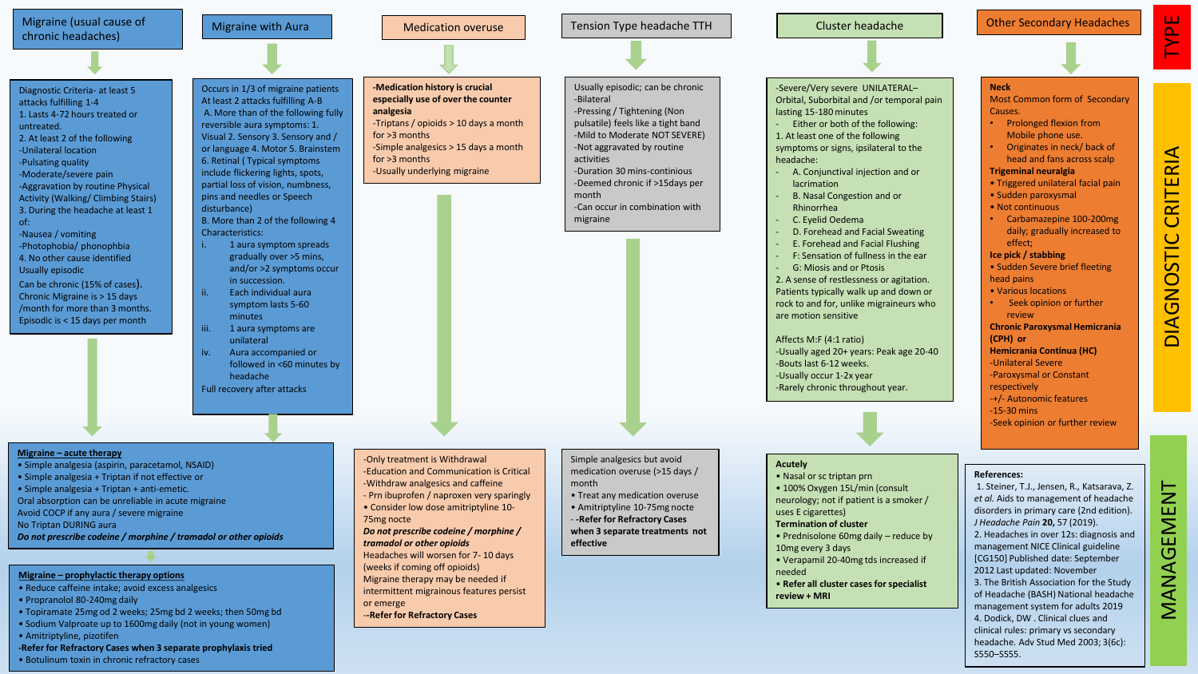# TYPE / DIAGNOSTIC CRITERIA / MANAGEMENT

## Migraine (usual cause of chronic headaches)

### Diagnostic Criteria

Diagnostic Criteria- at least 5 attacks fulfilling 1-4

1. Lasts 4-72 hours treated or untreated.
2. At least 2 of the following
   - -Unilateral location
   - -Pulsating quality
   - -Moderate/severe pain
   - -Aggravation by routine Physical Activity (Walking/ Climbing Stairs)
3. During the headache at least 1 of:
   - -Nausea / vomiting
   - -Photophobia/ phonophbia
4. No other cause identified

Usually episodic

Can be chronic (15% of cases).

Chronic Migraine is > 15 days /month for more than 3 months.

Episodic is < 15 days per month

### Management

**Migraine – acute therapy**

- Simple analgesia (aspirin, paracetamol, NSAID)
- Simple analgesia + Triptan if not effective or
- Simple analgesia + Triptan + anti-emetic.

Oral absorption can be unreliable in acute migraine

Avoid COCP if any aura / severe migraine

No Triptan DURING aura

***Do not prescribe codeine / morphine / tramadol or other opioids***

**Migraine – prophylactic therapy options**

- Reduce caffeine intake; avoid excess analgesics
- Propranolol 80-240mg daily
- Topiramate 25mg od 2 weeks; 25mg bd 2 weeks; then 50mg bd
- Sodium Valproate up to 1600mg daily (not in young women)
- Amitriptyline, pizotifen

**-Refer for Refractory Cases when 3 separate prophylaxis tried**

- Botulinum toxin in chronic refractory cases

## Migraine with Aura

### Diagnostic Criteria

Occurs in 1/3 of migraine patients

At least 2 attacks fulfilling A-B

A. More than of the following fully reversible aura symptoms: 1. Visual 2. Sensory 3. Sensory and / or language 4. Motor 5. Brainstem 6. Retinal ( Typical symptoms include flickering lights, spots, partial loss of vision, numbness, pins and needles or Speech disturbance)

B. More than 2 of the following 4 Characteristics:

- i. 1 aura symptom spreads gradually over >5 mins, and/or >2 symptoms occur in succession.
- ii. Each individual aura symptom lasts 5-60 minutes
- iii. 1 aura symptoms are unilateral
- iv. Aura accompanied or followed in <60 minutes by headache

Full recovery after attacks

## Medication overuse

### Diagnostic Criteria

**-Medication history is crucial especially use of over the counter analgesia**

- -Triptans / opioids > 10 days a month for >3 months
- -Simple analgesics > 15 days a month for >3 months
- -Usually underlying migraine

### Management

- -Only treatment is Withdrawal
- -Education and Communication is Critical
- -Withdraw analgesics and caffeine
- Prn ibuprofen / naproxen very sparingly
- Consider low dose amitriptyline 10-75mg nocte

***Do not prescribe codeine / morphine / tramadol or other opioids***

Headaches will worsen for 7- 10 days (weeks if coming off opioids)

Migraine therapy may be needed if intermittent migrainous features persist or emerge

**--Refer for Refractory Cases**

## Tension Type headache TTH

### Diagnostic Criteria

Usually episodic; can be chronic

- -Bilateral
- -Pressing / Tightening (Non pulsatile) feels like a tight band
- -Mild to Moderate NOT SEVERE)
- -Not aggravated by routine activities
- -Duration 30 mins-continious
- -Deemed chronic if >15days per month
- -Can occur in combination with migraine

### Management

Simple analgesics but avoid medication overuse (>15 days / month

- Treat any medication overuse
- Amitriptyline 10-75mg nocte
- **-Refer for Refractory Cases when 3 separate treatments not effective**

## Cluster headache

### Diagnostic Criteria

-Severe/Very severe UNILATERAL– Orbital, Suborbital and /or temporal pain lasting 15-180 minutes

- Either or both of the following:

1. At least one of the following symptoms or signs, ipsilateral to the headache:
   - A. Conjunctival injection and or lacrimation
   - B. Nasal Congestion and or Rhinorrhea
   - C. Eyelid Oedema
   - D. Forehead and Facial Sweating
   - E. Forehead and Facial Flushing
   - F: Sensation of fullness in the ear
   - G: Miosis and or Ptosis
2. A sense of restlessness or agitation. Patients typically walk up and down or rock to and for, unlike migraineurs who are motion sensitive

Affects M:F (4:1 ratio)

- -Usually aged 20+ years: Peak age 20-40
- -Bouts last 6-12 weeks.
- -Usually occur 1-2x year
- -Rarely chronic throughout year.

### Management

**Acutely**

- Nasal or sc triptan prn
- 100% Oxygen 15L/min (consult neurology; not if patient is a smoker / uses E cigarettes)

**Termination of cluster**

- Prednisolone 60mg daily – reduce by 10mg every 3 days
- Verapamil 20-40mg tds increased if needed
- **Refer all cluster cases for specialist review + MRI**

## Other Secondary Headaches

### Diagnostic Criteria

**Neck**

Most Common form of Secondary Causes.

- Prolonged flexion from Mobile phone use.
- Originates in neck/ back of head and fans across scalp

**Trigeminal neuralgia**

- Triggered unilateral facial pain
- Sudden paroxysmal
- Not continuous
- Carbamazepine 100-200mg daily; gradually increased to effect;

**Ice pick / stabbing**

- Sudden Severe brief fleeting head pains
- Various locations
- Seek opinion or further review

**Chronic Paroxysmal Hemicrania (CPH) or**

**Hemicrania Continua (HC)**

- -Unilateral Severe
- -Paroxysmal or Constant respectively
- -+/- Autonomic features
- -15-30 mins
- -Seek opinion or further review

## References:

1. Steiner, T.J., Jensen, R., Katsarava, Z. *et al.* Aids to management of headache disorders in primary care (2nd edition). *J Headache Pain* **20,** 57 (2019).
2. Headaches in over 12s: diagnosis and management NICE Clinical guideline [CG150] Published date: September 2012 Last updated: November
3. The British Association for the Study of Headache (BASH) National headache management system for adults 2019
4. Dodick, DW . Clinical clues and clinical rules: primary vs secondary headache. Adv Stud Med 2003; 3(6): S550–S555.